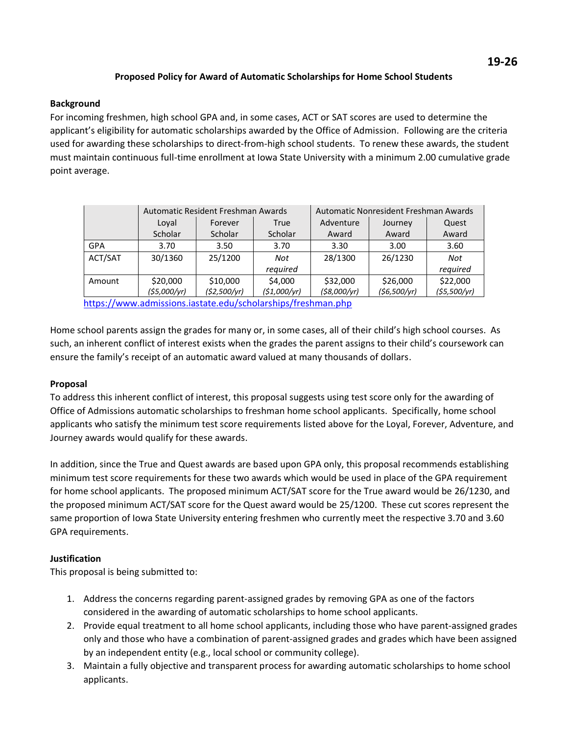19-26

# Proposed Policy for Award of Automatic Scholarships for Home School Students

## Background

For incoming freshmen, high school GPA and, in some cases, ACT or SAT scores are used to determine the applicant's eligibility for automatic scholarships awarded by the Office of Admission. Following are the criteria used for awarding these scholarships to direct-from-high school students. To renew these awards, the student must maintain continuous full-time enrollment at Iowa State University with a minimum 2.00 cumulative grade point average.

| | Automatic Resident Freshman Awards | | | Automatic Nonresident Freshman Awards | | |
|---|---|---|---|---|---|---|
| | Loyal Scholar | Forever Scholar | True Scholar | Adventure Award | Journey Award | Quest Award |
| GPA | 3.70 | 3.50 | 3.70 | 3.30 | 3.00 | 3.60 |
| ACT/SAT | 30/1360 | 25/1200 | *Not required* | 28/1300 | 26/1230 | *Not required* |
| Amount | $20,000 *($5,000/yr)* | $10,000 *($2,500/yr)* | $4,000 *($1,000/yr)* | $32,000 *($8,000/yr)* | $26,000 *($6,500/yr)* | $22,000 *($5,500/yr)* |

https://www.admissions.iastate.edu/scholarships/freshman.php

Home school parents assign the grades for many or, in some cases, all of their child's high school courses. As such, an inherent conflict of interest exists when the grades the parent assigns to their child's coursework can ensure the family's receipt of an automatic award valued at many thousands of dollars.

## Proposal

To address this inherent conflict of interest, this proposal suggests using test score only for the awarding of Office of Admissions automatic scholarships to freshman home school applicants. Specifically, home school applicants who satisfy the minimum test score requirements listed above for the Loyal, Forever, Adventure, and Journey awards would qualify for these awards.

In addition, since the True and Quest awards are based upon GPA only, this proposal recommends establishing minimum test score requirements for these two awards which would be used in place of the GPA requirement for home school applicants. The proposed minimum ACT/SAT score for the True award would be 26/1230, and the proposed minimum ACT/SAT score for the Quest award would be 25/1200. These cut scores represent the same proportion of Iowa State University entering freshmen who currently meet the respective 3.70 and 3.60 GPA requirements.

## Justification

This proposal is being submitted to:

1. Address the concerns regarding parent-assigned grades by removing GPA as one of the factors considered in the awarding of automatic scholarships to home school applicants.
2. Provide equal treatment to all home school applicants, including those who have parent-assigned grades only and those who have a combination of parent-assigned grades and grades which have been assigned by an independent entity (e.g., local school or community college).
3. Maintain a fully objective and transparent process for awarding automatic scholarships to home school applicants.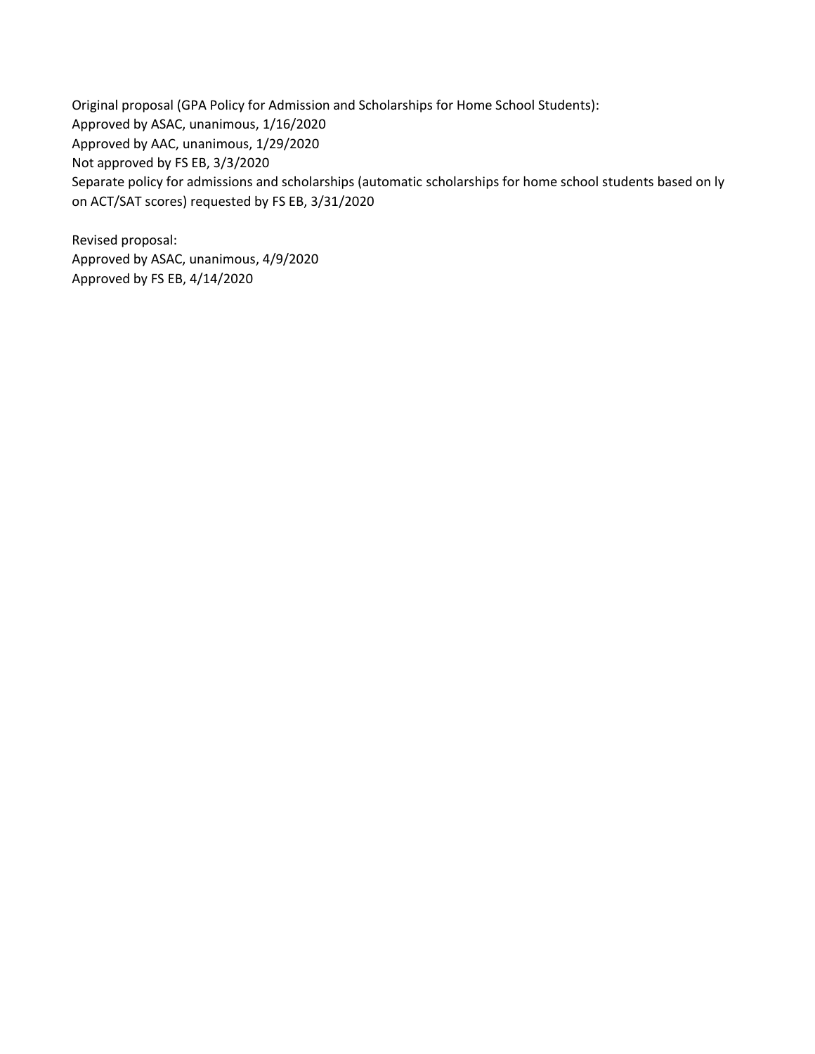Original proposal (GPA Policy for Admission and Scholarships for Home School Students):
Approved by ASAC, unanimous, 1/16/2020
Approved by AAC, unanimous, 1/29/2020
Not approved by FS EB, 3/3/2020
Separate policy for admissions and scholarships (automatic scholarships for home school students based on ly on ACT/SAT scores) requested by FS EB, 3/31/2020

Revised proposal:
Approved by ASAC, unanimous, 4/9/2020
Approved by FS EB, 4/14/2020